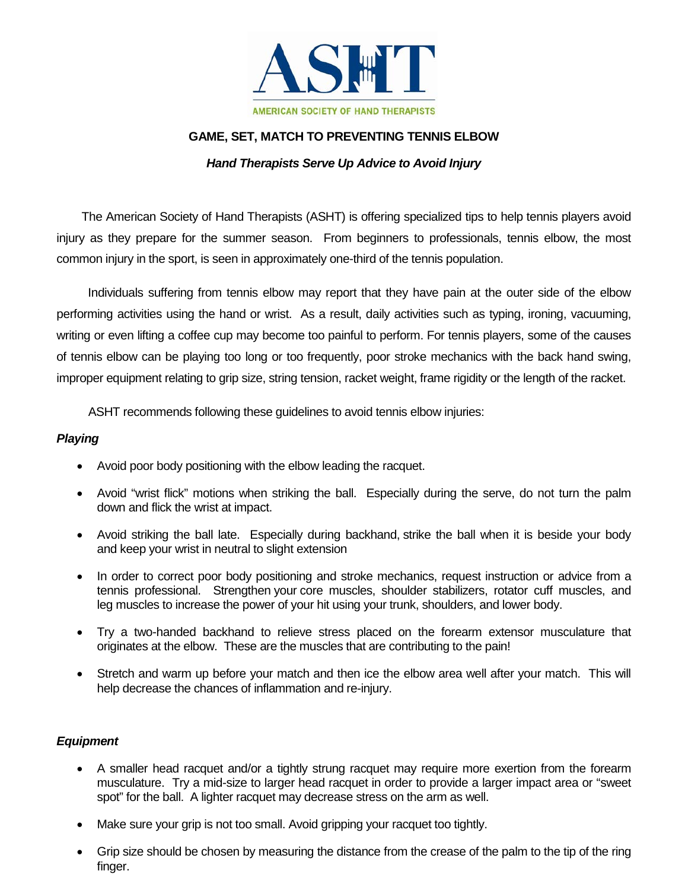ASHT

AMERICAN SOCIETY OF HAND THERAPISTS

# GAME, SET, MATCH TO PREVENTING TENNIS ELBOW

***Hand Therapists Serve Up Advice to Avoid Injury***

The American Society of Hand Therapists (ASHT) is offering specialized tips to help tennis players avoid injury as they prepare for the summer season. From beginners to professionals, tennis elbow, the most common injury in the sport, is seen in approximately one-third of the tennis population.

Individuals suffering from tennis elbow may report that they have pain at the outer side of the elbow performing activities using the hand or wrist. As a result, daily activities such as typing, ironing, vacuuming, writing or even lifting a coffee cup may become too painful to perform. For tennis players, some of the causes of tennis elbow can be playing too long or too frequently, poor stroke mechanics with the back hand swing, improper equipment relating to grip size, string tension, racket weight, frame rigidity or the length of the racket.

ASHT recommends following these guidelines to avoid tennis elbow injuries:

***Playing***

- Avoid poor body positioning with the elbow leading the racquet.
- Avoid "wrist flick" motions when striking the ball. Especially during the serve, do not turn the palm down and flick the wrist at impact.
- Avoid striking the ball late. Especially during backhand, strike the ball when it is beside your body and keep your wrist in neutral to slight extension
- In order to correct poor body positioning and stroke mechanics, request instruction or advice from a tennis professional. Strengthen your core muscles, shoulder stabilizers, rotator cuff muscles, and leg muscles to increase the power of your hit using your trunk, shoulders, and lower body.
- Try a two-handed backhand to relieve stress placed on the forearm extensor musculature that originates at the elbow. These are the muscles that are contributing to the pain!
- Stretch and warm up before your match and then ice the elbow area well after your match. This will help decrease the chances of inflammation and re-injury.

***Equipment***

- A smaller head racquet and/or a tightly strung racquet may require more exertion from the forearm musculature. Try a mid-size to larger head racquet in order to provide a larger impact area or "sweet spot" for the ball. A lighter racquet may decrease stress on the arm as well.
- Make sure your grip is not too small. Avoid gripping your racquet too tightly.
- Grip size should be chosen by measuring the distance from the crease of the palm to the tip of the ring finger.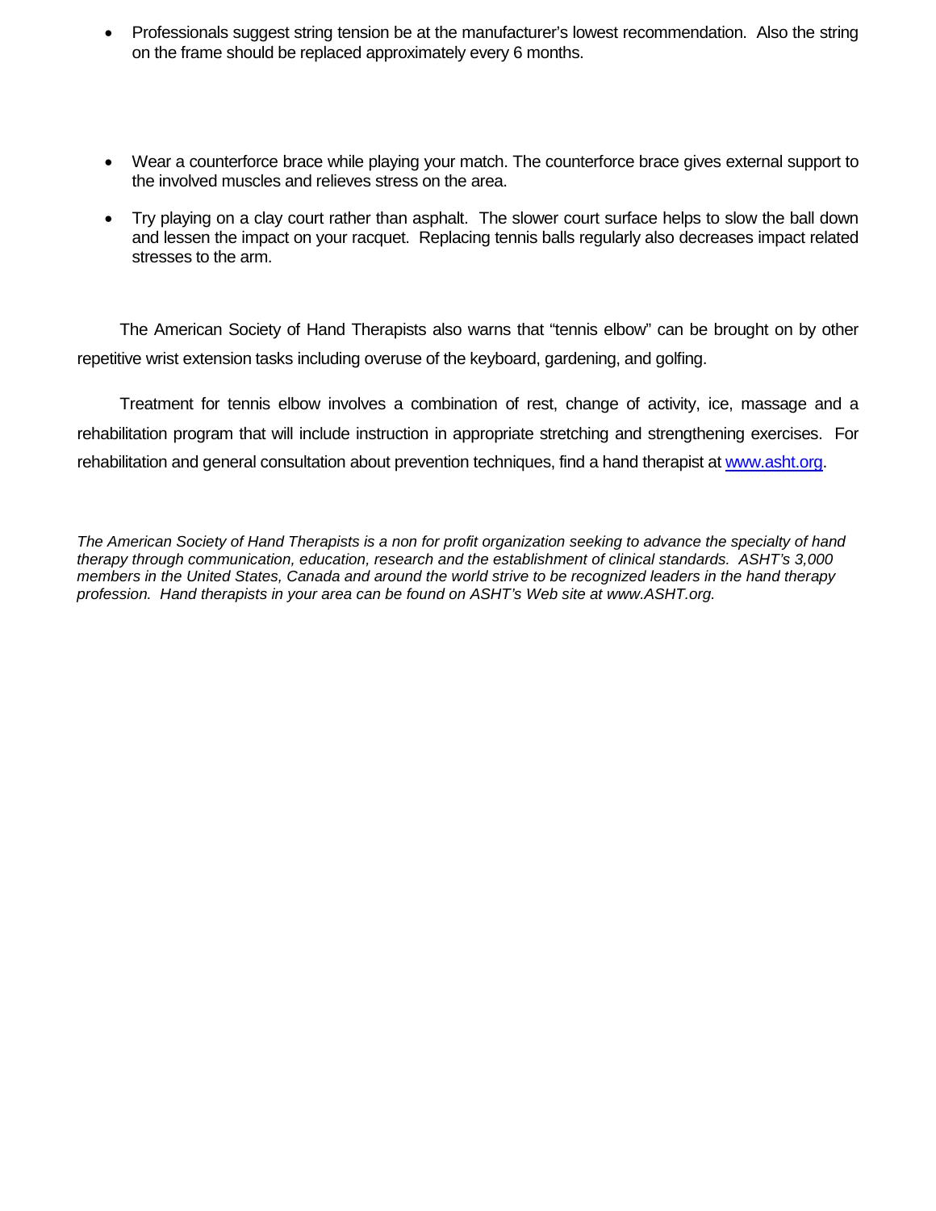- Professionals suggest string tension be at the manufacturer's lowest recommendation. Also the string on the frame should be replaced approximately every 6 months.

- Wear a counterforce brace while playing your match. The counterforce brace gives external support to the involved muscles and relieves stress on the area.

- Try playing on a clay court rather than asphalt. The slower court surface helps to slow the ball down and lessen the impact on your racquet. Replacing tennis balls regularly also decreases impact related stresses to the arm.

The American Society of Hand Therapists also warns that "tennis elbow" can be brought on by other repetitive wrist extension tasks including overuse of the keyboard, gardening, and golfing.

Treatment for tennis elbow involves a combination of rest, change of activity, ice, massage and a rehabilitation program that will include instruction in appropriate stretching and strengthening exercises. For rehabilitation and general consultation about prevention techniques, find a hand therapist at [www.asht.org](http://www.asht.org).

*The American Society of Hand Therapists is a non for profit organization seeking to advance the specialty of hand therapy through communication, education, research and the establishment of clinical standards. ASHT's 3,000 members in the United States, Canada and around the world strive to be recognized leaders in the hand therapy profession. Hand therapists in your area can be found on ASHT's Web site at www.ASHT.org.*